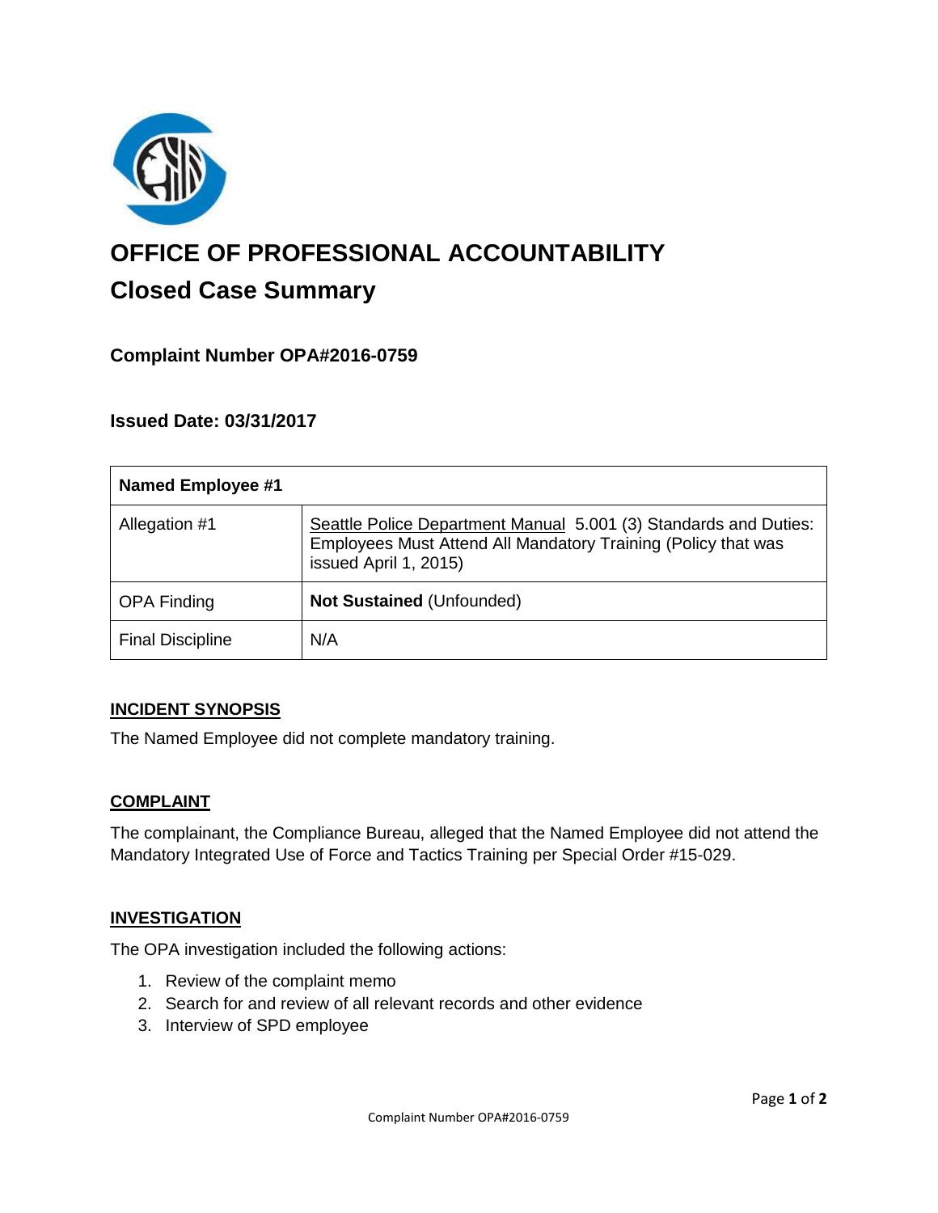# OFFICE OF PROFESSIONAL ACCOUNTABILITY

## Closed Case Summary

### Complaint Number OPA#2016-0759

### Issued Date: 03/31/2017

| Named Employee #1 | |
|---|---|
| Allegation #1 | Seattle Police Department Manual 5.001 (3) Standards and Duties: Employees Must Attend All Mandatory Training (Policy that was issued April 1, 2015) |
| OPA Finding | **Not Sustained** (Unfounded) |
| Final Discipline | N/A |

**INCIDENT SYNOPSIS**

The Named Employee did not complete mandatory training.

**COMPLAINT**

The complainant, the Compliance Bureau, alleged that the Named Employee did not attend the Mandatory Integrated Use of Force and Tactics Training per Special Order #15-029.

**INVESTIGATION**

The OPA investigation included the following actions:

1. Review of the complaint memo
2. Search for and review of all relevant records and other evidence
3. Interview of SPD employee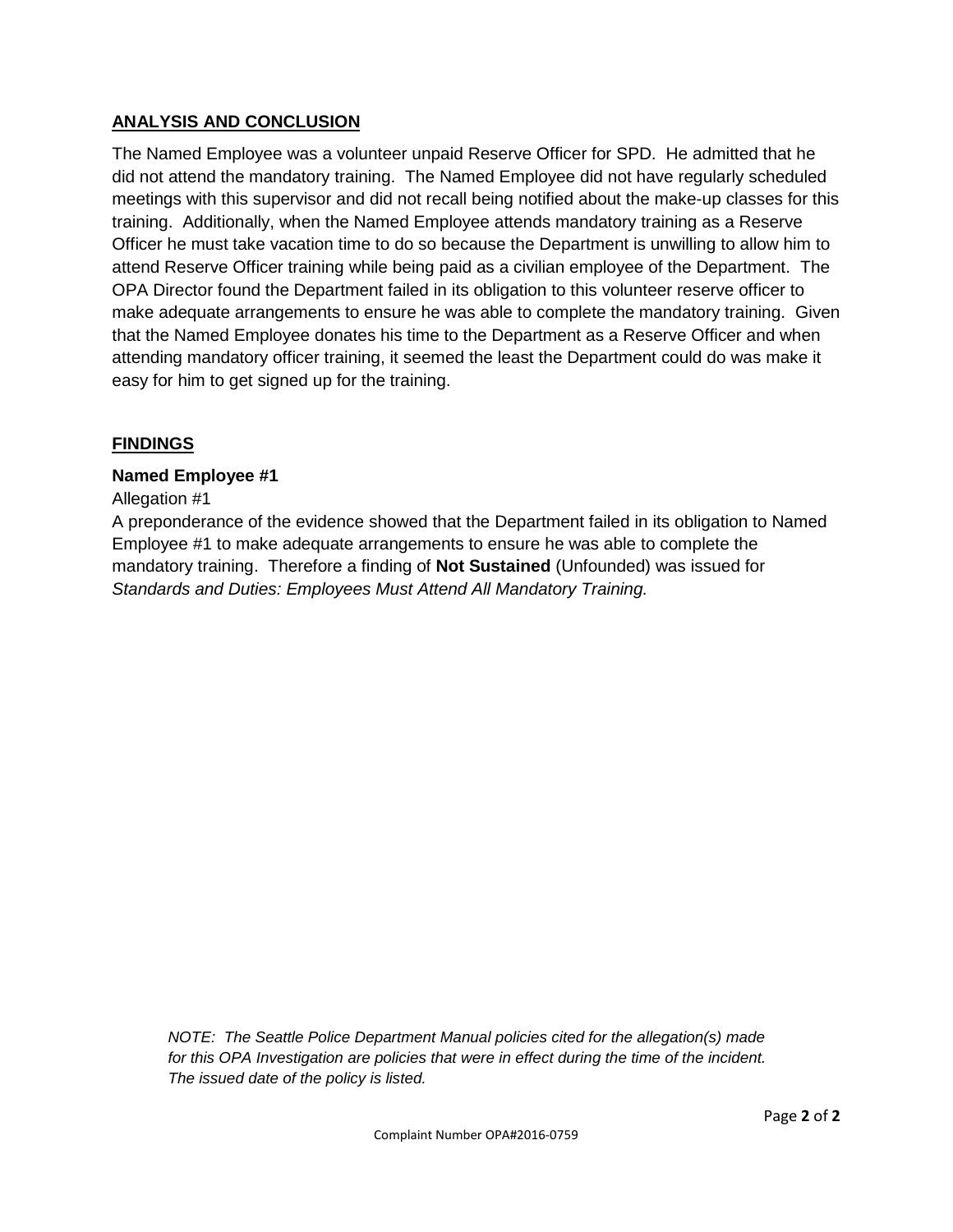## ANALYSIS AND CONCLUSION

The Named Employee was a volunteer unpaid Reserve Officer for SPD. He admitted that he did not attend the mandatory training. The Named Employee did not have regularly scheduled meetings with this supervisor and did not recall being notified about the make-up classes for this training. Additionally, when the Named Employee attends mandatory training as a Reserve Officer he must take vacation time to do so because the Department is unwilling to allow him to attend Reserve Officer training while being paid as a civilian employee of the Department. The OPA Director found the Department failed in its obligation to this volunteer reserve officer to make adequate arrangements to ensure he was able to complete the mandatory training. Given that the Named Employee donates his time to the Department as a Reserve Officer and when attending mandatory officer training, it seemed the least the Department could do was make it easy for him to get signed up for the training.

## FINDINGS

**Named Employee #1**

Allegation #1

A preponderance of the evidence showed that the Department failed in its obligation to Named Employee #1 to make adequate arrangements to ensure he was able to complete the mandatory training. Therefore a finding of **Not Sustained** (Unfounded) was issued for *Standards and Duties: Employees Must Attend All Mandatory Training.*

*NOTE: The Seattle Police Department Manual policies cited for the allegation(s) made for this OPA Investigation are policies that were in effect during the time of the incident. The issued date of the policy is listed.*

Complaint Number OPA#2016-0759